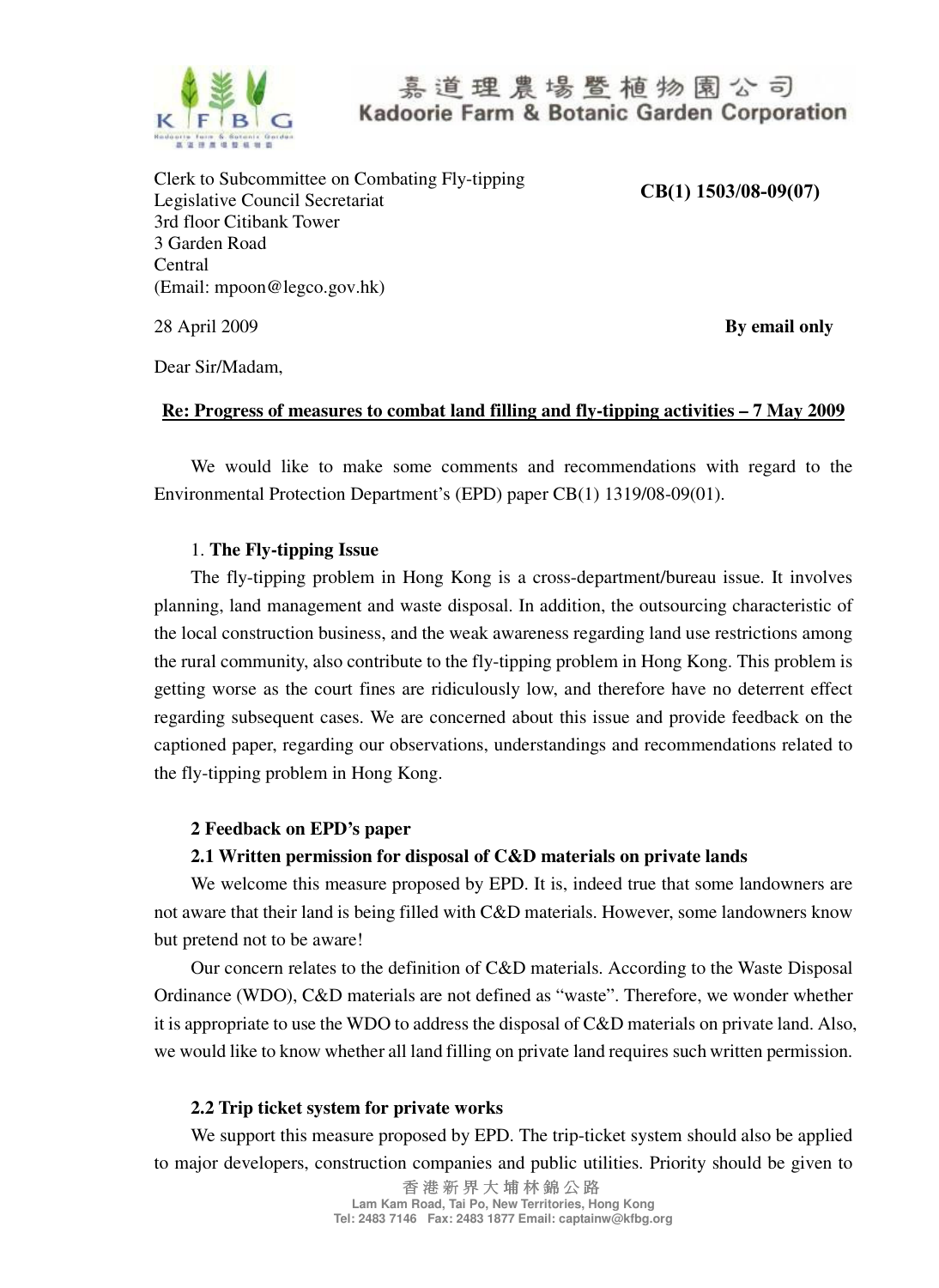嘉道理農場暨植物園公司
Kadoorie Farm & Botanic Garden Corporation

Clerk to Subcommittee on Combating Fly-tipping
Legislative Council Secretariat
3rd floor Citibank Tower
3 Garden Road
Central
(Email: mpoon@legco.gov.hk)

**CB(1) 1503/08-09(07)**

28 April 2009

**By email only**

Dear Sir/Madam,

**Re: Progress of measures to combat land filling and fly-tipping activities – 7 May 2009**

We would like to make some comments and recommendations with regard to the Environmental Protection Department's (EPD) paper CB(1) 1319/08-09(01).

1. **The Fly-tipping Issue**

The fly-tipping problem in Hong Kong is a cross-department/bureau issue. It involves planning, land management and waste disposal. In addition, the outsourcing characteristic of the local construction business, and the weak awareness regarding land use restrictions among the rural community, also contribute to the fly-tipping problem in Hong Kong. This problem is getting worse as the court fines are ridiculously low, and therefore have no deterrent effect regarding subsequent cases. We are concerned about this issue and provide feedback on the captioned paper, regarding our observations, understandings and recommendations related to the fly-tipping problem in Hong Kong.

**2 Feedback on EPD's paper**

**2.1 Written permission for disposal of C&D materials on private lands**

We welcome this measure proposed by EPD. It is, indeed true that some landowners are not aware that their land is being filled with C&D materials. However, some landowners know but pretend not to be aware!

Our concern relates to the definition of C&D materials. According to the Waste Disposal Ordinance (WDO), C&D materials are not defined as "waste". Therefore, we wonder whether it is appropriate to use the WDO to address the disposal of C&D materials on private land. Also, we would like to know whether all land filling on private land requires such written permission.

**2.2 Trip ticket system for private works**

We support this measure proposed by EPD. The trip-ticket system should also be applied to major developers, construction companies and public utilities. Priority should be given to

香港新界大埔林錦公路
Lam Kam Road, Tai Po, New Territories, Hong Kong
Tel: 2483 7146 Fax: 2483 1877 Email: captainw@kfbg.org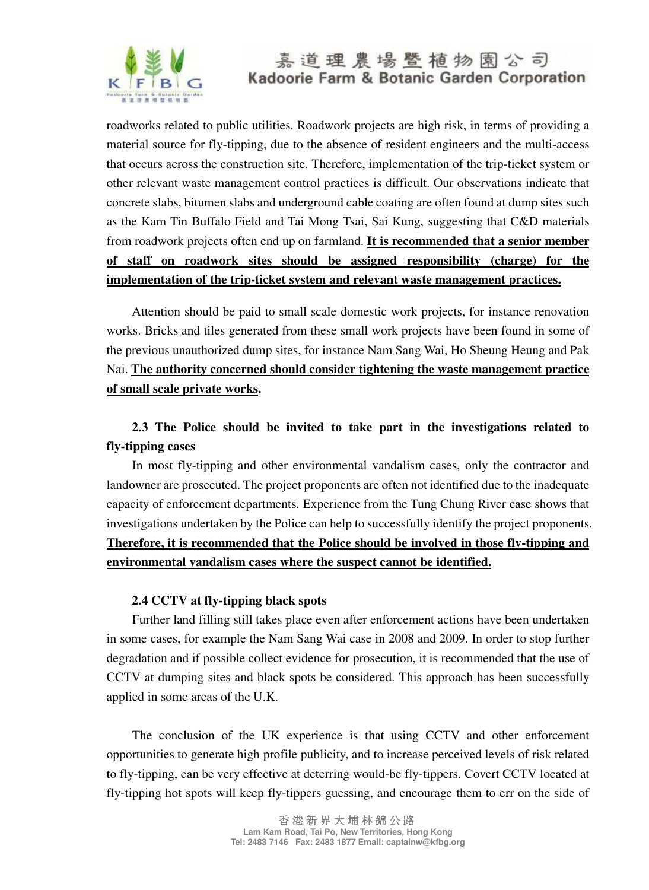roadworks related to public utilities. Roadwork projects are high risk, in terms of providing a material source for fly-tipping, due to the absence of resident engineers and the multi-access that occurs across the construction site. Therefore, implementation of the trip-ticket system or other relevant waste management control practices is difficult. Our observations indicate that concrete slabs, bitumen slabs and underground cable coating are often found at dump sites such as the Kam Tin Buffalo Field and Tai Mong Tsai, Sai Kung, suggesting that C&D materials from roadwork projects often end up on farmland. **It is recommended that a senior member of staff on roadwork sites should be assigned responsibility (charge) for the implementation of the trip-ticket system and relevant waste management practices.**

Attention should be paid to small scale domestic work projects, for instance renovation works. Bricks and tiles generated from these small work projects have been found in some of the previous unauthorized dump sites, for instance Nam Sang Wai, Ho Sheung Heung and Pak Nai. **The authority concerned should consider tightening the waste management practice of small scale private works.**

**2.3 The Police should be invited to take part in the investigations related to fly-tipping cases**

In most fly-tipping and other environmental vandalism cases, only the contractor and landowner are prosecuted. The project proponents are often not identified due to the inadequate capacity of enforcement departments. Experience from the Tung Chung River case shows that investigations undertaken by the Police can help to successfully identify the project proponents. **Therefore, it is recommended that the Police should be involved in those fly-tipping and environmental vandalism cases where the suspect cannot be identified.**

**2.4 CCTV at fly-tipping black spots**

Further land filling still takes place even after enforcement actions have been undertaken in some cases, for example the Nam Sang Wai case in 2008 and 2009. In order to stop further degradation and if possible collect evidence for prosecution, it is recommended that the use of CCTV at dumping sites and black spots be considered. This approach has been successfully applied in some areas of the U.K.

The conclusion of the UK experience is that using CCTV and other enforcement opportunities to generate high profile publicity, and to increase perceived levels of risk related to fly-tipping, can be very effective at deterring would-be fly-tippers. Covert CCTV located at fly-tipping hot spots will keep fly-tippers guessing, and encourage them to err on the side of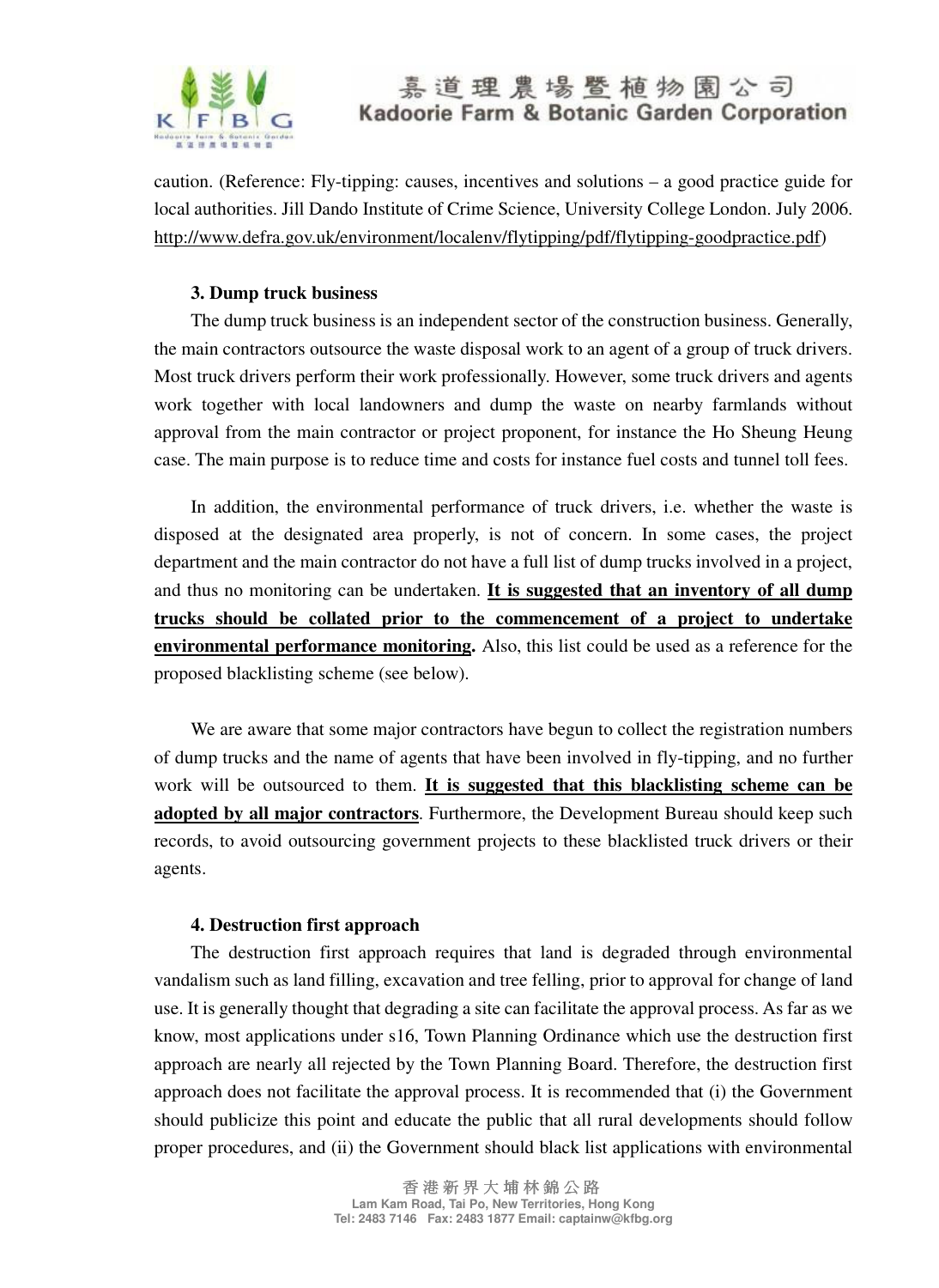caution. (Reference: Fly-tipping: causes, incentives and solutions – a good practice guide for local authorities. Jill Dando Institute of Crime Science, University College London. July 2006. http://www.defra.gov.uk/environment/localenv/flytipping/pdf/flytipping-goodpractice.pdf)

### 3. Dump truck business

The dump truck business is an independent sector of the construction business. Generally, the main contractors outsource the waste disposal work to an agent of a group of truck drivers. Most truck drivers perform their work professionally. However, some truck drivers and agents work together with local landowners and dump the waste on nearby farmlands without approval from the main contractor or project proponent, for instance the Ho Sheung Heung case. The main purpose is to reduce time and costs for instance fuel costs and tunnel toll fees.

In addition, the environmental performance of truck drivers, i.e. whether the waste is disposed at the designated area properly, is not of concern. In some cases, the project department and the main contractor do not have a full list of dump trucks involved in a project, and thus no monitoring can be undertaken. **It is suggested that an inventory of all dump trucks should be collated prior to the commencement of a project to undertake environmental performance monitoring.** Also, this list could be used as a reference for the proposed blacklisting scheme (see below).

We are aware that some major contractors have begun to collect the registration numbers of dump trucks and the name of agents that have been involved in fly-tipping, and no further work will be outsourced to them. **It is suggested that this blacklisting scheme can be adopted by all major contractors**. Furthermore, the Development Bureau should keep such records, to avoid outsourcing government projects to these blacklisted truck drivers or their agents.

### 4. Destruction first approach

The destruction first approach requires that land is degraded through environmental vandalism such as land filling, excavation and tree felling, prior to approval for change of land use. It is generally thought that degrading a site can facilitate the approval process. As far as we know, most applications under s16, Town Planning Ordinance which use the destruction first approach are nearly all rejected by the Town Planning Board. Therefore, the destruction first approach does not facilitate the approval process. It is recommended that (i) the Government should publicize this point and educate the public that all rural developments should follow proper procedures, and (ii) the Government should black list applications with environmental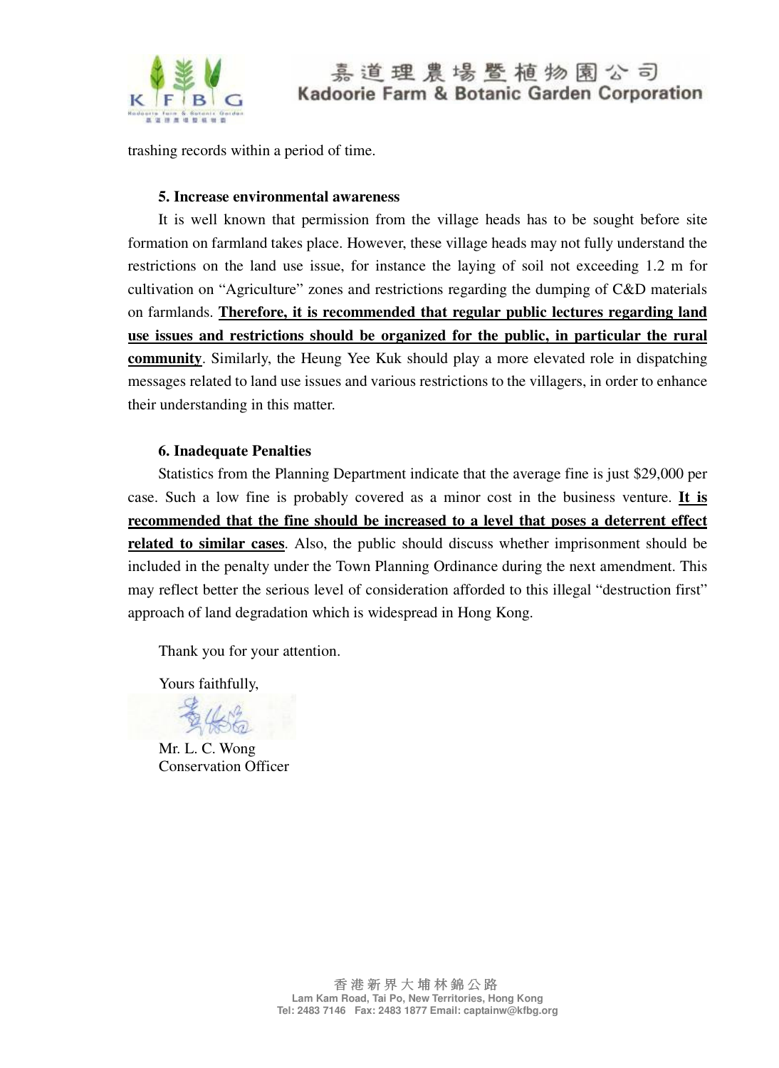trashing records within a period of time.

**5. Increase environmental awareness**

It is well known that permission from the village heads has to be sought before site formation on farmland takes place. However, these village heads may not fully understand the restrictions on the land use issue, for instance the laying of soil not exceeding 1.2 m for cultivation on "Agriculture" zones and restrictions regarding the dumping of C&D materials on farmlands. **Therefore, it is recommended that regular public lectures regarding land use issues and restrictions should be organized for the public, in particular the rural community**. Similarly, the Heung Yee Kuk should play a more elevated role in dispatching messages related to land use issues and various restrictions to the villagers, in order to enhance their understanding in this matter.

**6. Inadequate Penalties**

Statistics from the Planning Department indicate that the average fine is just $29,000 per case. Such a low fine is probably covered as a minor cost in the business venture. **It is recommended that the fine should be increased to a level that poses a deterrent effect related to similar cases**. Also, the public should discuss whether imprisonment should be included in the penalty under the Town Planning Ordinance during the next amendment. This may reflect better the serious level of consideration afforded to this illegal "destruction first" approach of land degradation which is widespread in Hong Kong.

Thank you for your attention.

Yours faithfully,

Mr. L. C. Wong
Conservation Officer